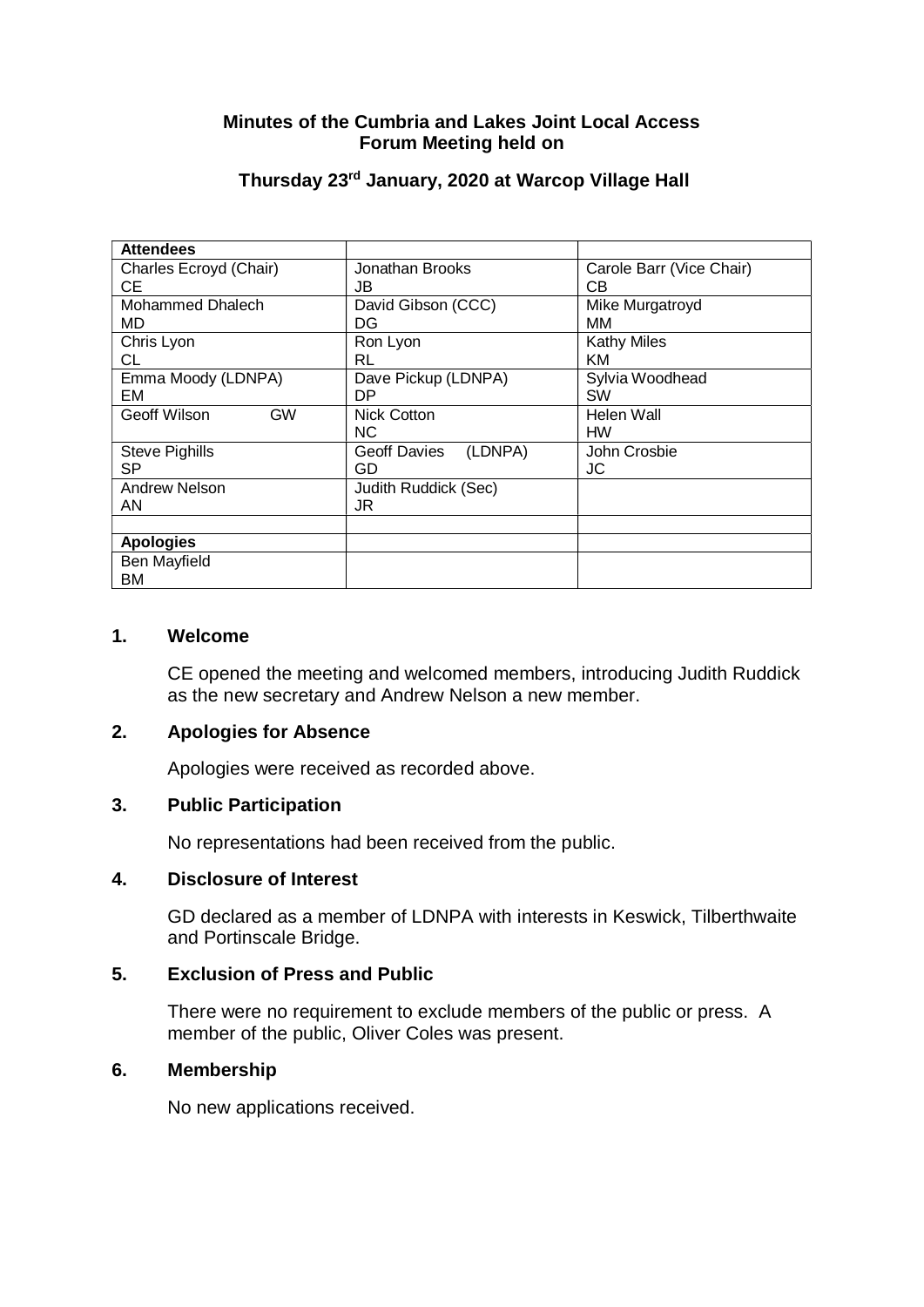**Minutes of the Cumbria and Lakes Joint Local Access Forum Meeting held on**

**Thursday 23rd January, 2020 at Warcop Village Hall**

| **Attendees** | | |
|---|---|---|
| Charles Ecroyd (Chair) CE | Jonathan Brooks JB | Carole Barr (Vice Chair) CB |
| Mohammed Dhalech MD | David Gibson (CCC) DG | Mike Murgatroyd MM |
| Chris Lyon CL | Ron Lyon RL | Kathy Miles KM |
| Emma Moody (LDNPA) EM | Dave Pickup (LDNPA) DP | Sylvia Woodhead SW |
| Geoff Wilson GW | Nick Cotton NC | Helen Wall HW |
| Steve Pighills SP | Geoff Davies (LDNPA) GD | John Crosbie JC |
| Andrew Nelson AN | Judith Ruddick (Sec) JR | |
| | | |
| **Apologies** | | |
| Ben Mayfield BM | | |

## 1. Welcome

CE opened the meeting and welcomed members, introducing Judith Ruddick as the new secretary and Andrew Nelson a new member.

## 2. Apologies for Absence

Apologies were received as recorded above.

## 3. Public Participation

No representations had been received from the public.

## 4. Disclosure of Interest

GD declared as a member of LDNPA with interests in Keswick, Tilberthwaite and Portinscale Bridge.

## 5. Exclusion of Press and Public

There were no requirement to exclude members of the public or press. A member of the public, Oliver Coles was present.

## 6. Membership

No new applications received.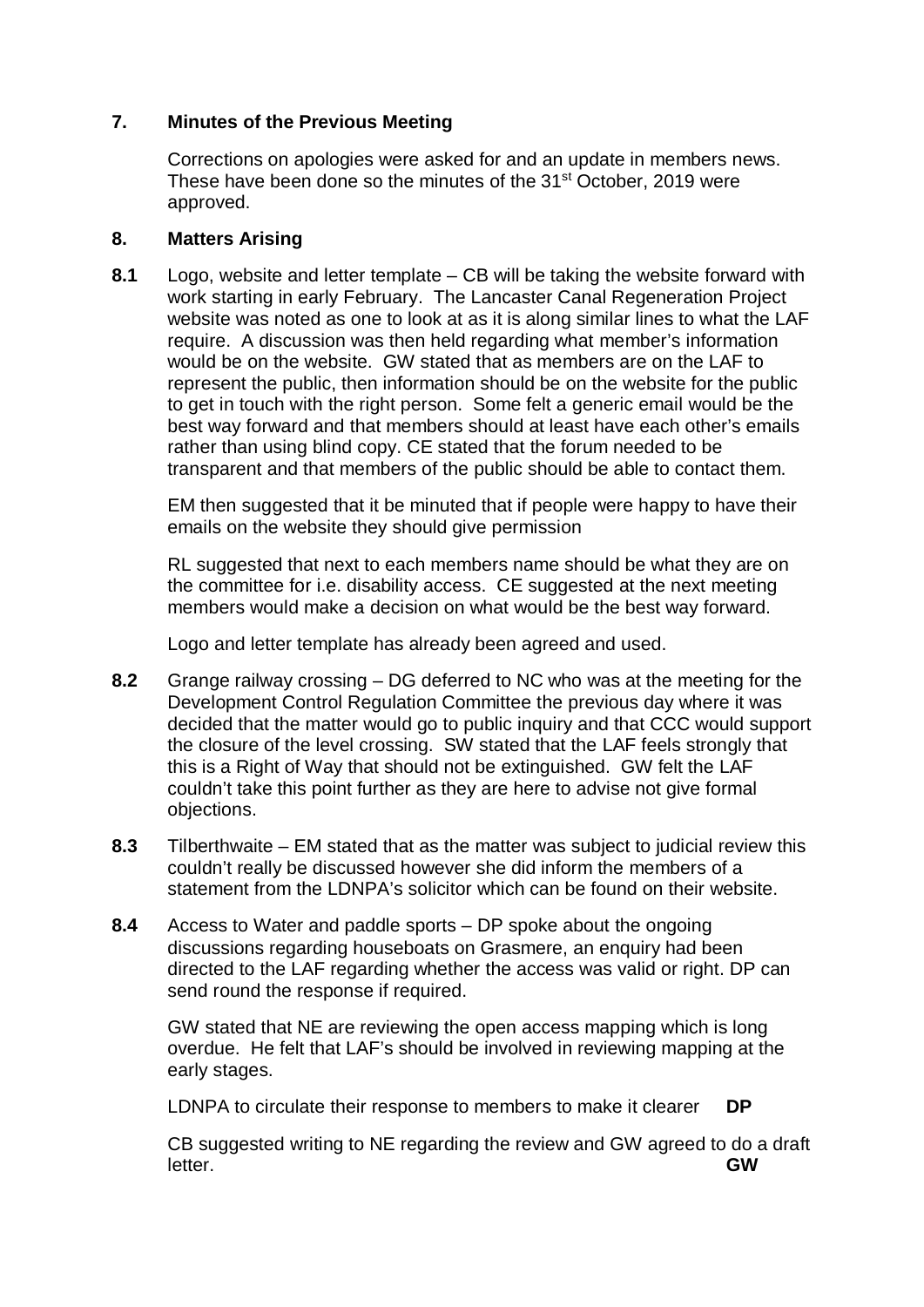## 7. Minutes of the Previous Meeting

Corrections on apologies were asked for and an update in members news. These have been done so the minutes of the 31st October, 2019 were approved.

## 8. Matters Arising

**8.1** Logo, website and letter template – CB will be taking the website forward with work starting in early February. The Lancaster Canal Regeneration Project website was noted as one to look at as it is along similar lines to what the LAF require. A discussion was then held regarding what member's information would be on the website. GW stated that as members are on the LAF to represent the public, then information should be on the website for the public to get in touch with the right person. Some felt a generic email would be the best way forward and that members should at least have each other's emails rather than using blind copy. CE stated that the forum needed to be transparent and that members of the public should be able to contact them.

EM then suggested that it be minuted that if people were happy to have their emails on the website they should give permission

RL suggested that next to each members name should be what they are on the committee for i.e. disability access. CE suggested at the next meeting members would make a decision on what would be the best way forward.

Logo and letter template has already been agreed and used.

**8.2** Grange railway crossing – DG deferred to NC who was at the meeting for the Development Control Regulation Committee the previous day where it was decided that the matter would go to public inquiry and that CCC would support the closure of the level crossing. SW stated that the LAF feels strongly that this is a Right of Way that should not be extinguished. GW felt the LAF couldn't take this point further as they are here to advise not give formal objections.

**8.3** Tilberthwaite – EM stated that as the matter was subject to judicial review this couldn't really be discussed however she did inform the members of a statement from the LDNPA's solicitor which can be found on their website.

**8.4** Access to Water and paddle sports – DP spoke about the ongoing discussions regarding houseboats on Grasmere, an enquiry had been directed to the LAF regarding whether the access was valid or right. DP can send round the response if required.

GW stated that NE are reviewing the open access mapping which is long overdue. He felt that LAF's should be involved in reviewing mapping at the early stages.

LDNPA to circulate their response to members to make it clearer **DP**

CB suggested writing to NE regarding the review and GW agreed to do a draft letter. **GW**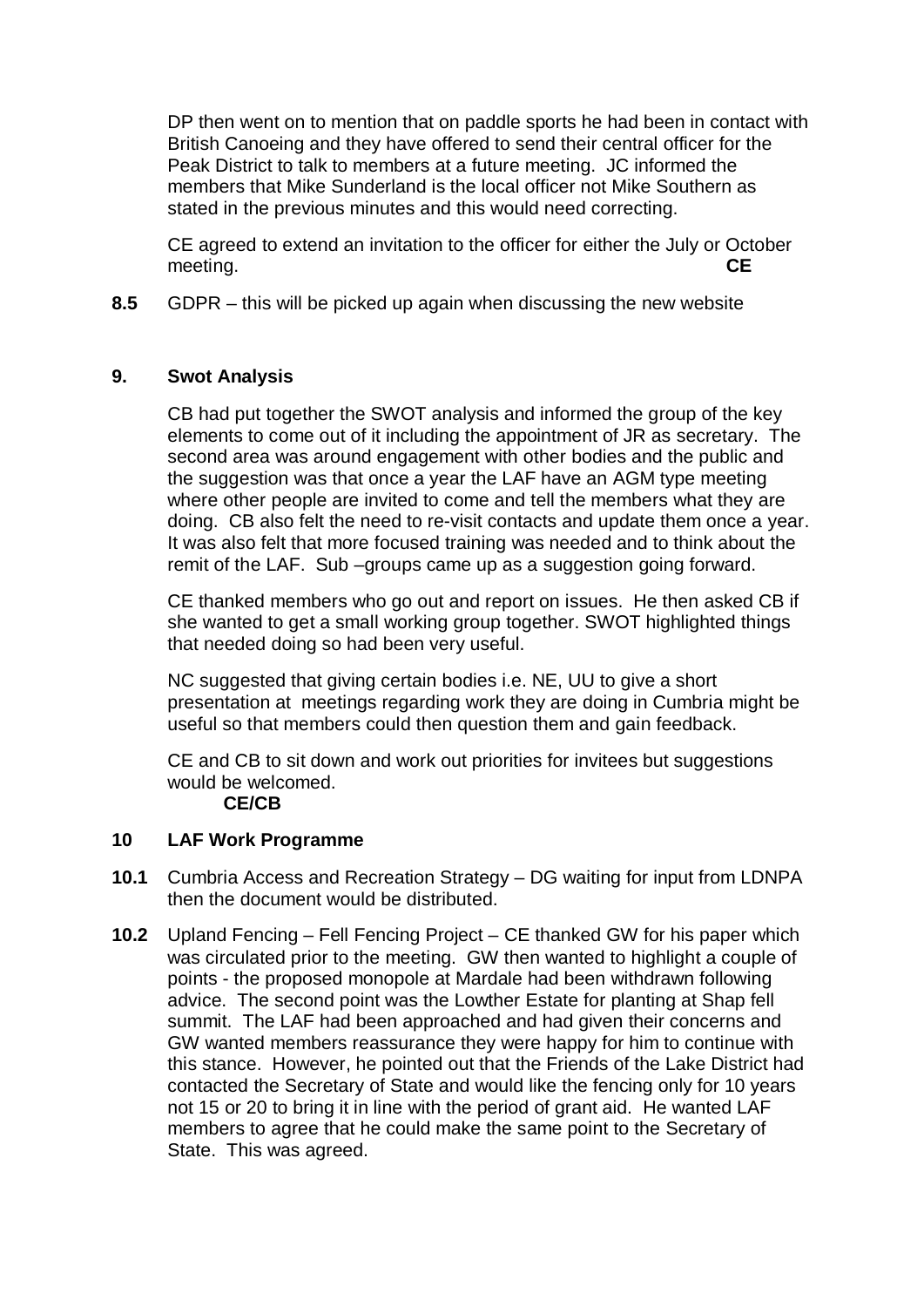DP then went on to mention that on paddle sports he had been in contact with British Canoeing and they have offered to send their central officer for the Peak District to talk to members at a future meeting. JC informed the members that Mike Sunderland is the local officer not Mike Southern as stated in the previous minutes and this would need correcting.

CE agreed to extend an invitation to the officer for either the July or October meeting. **CE**

**8.5** GDPR – this will be picked up again when discussing the new website

## 9. Swot Analysis

CB had put together the SWOT analysis and informed the group of the key elements to come out of it including the appointment of JR as secretary. The second area was around engagement with other bodies and the public and the suggestion was that once a year the LAF have an AGM type meeting where other people are invited to come and tell the members what they are doing. CB also felt the need to re-visit contacts and update them once a year. It was also felt that more focused training was needed and to think about the remit of the LAF. Sub –groups came up as a suggestion going forward.

CE thanked members who go out and report on issues. He then asked CB if she wanted to get a small working group together. SWOT highlighted things that needed doing so had been very useful.

NC suggested that giving certain bodies i.e. NE, UU to give a short presentation at meetings regarding work they are doing in Cumbria might be useful so that members could then question them and gain feedback.

CE and CB to sit down and work out priorities for invitees but suggestions would be welcomed.
**CE/CB**

## 10 LAF Work Programme

**10.1** Cumbria Access and Recreation Strategy – DG waiting for input from LDNPA then the document would be distributed.

**10.2** Upland Fencing – Fell Fencing Project – CE thanked GW for his paper which was circulated prior to the meeting. GW then wanted to highlight a couple of points - the proposed monopole at Mardale had been withdrawn following advice. The second point was the Lowther Estate for planting at Shap fell summit. The LAF had been approached and had given their concerns and GW wanted members reassurance they were happy for him to continue with this stance. However, he pointed out that the Friends of the Lake District had contacted the Secretary of State and would like the fencing only for 10 years not 15 or 20 to bring it in line with the period of grant aid. He wanted LAF members to agree that he could make the same point to the Secretary of State. This was agreed.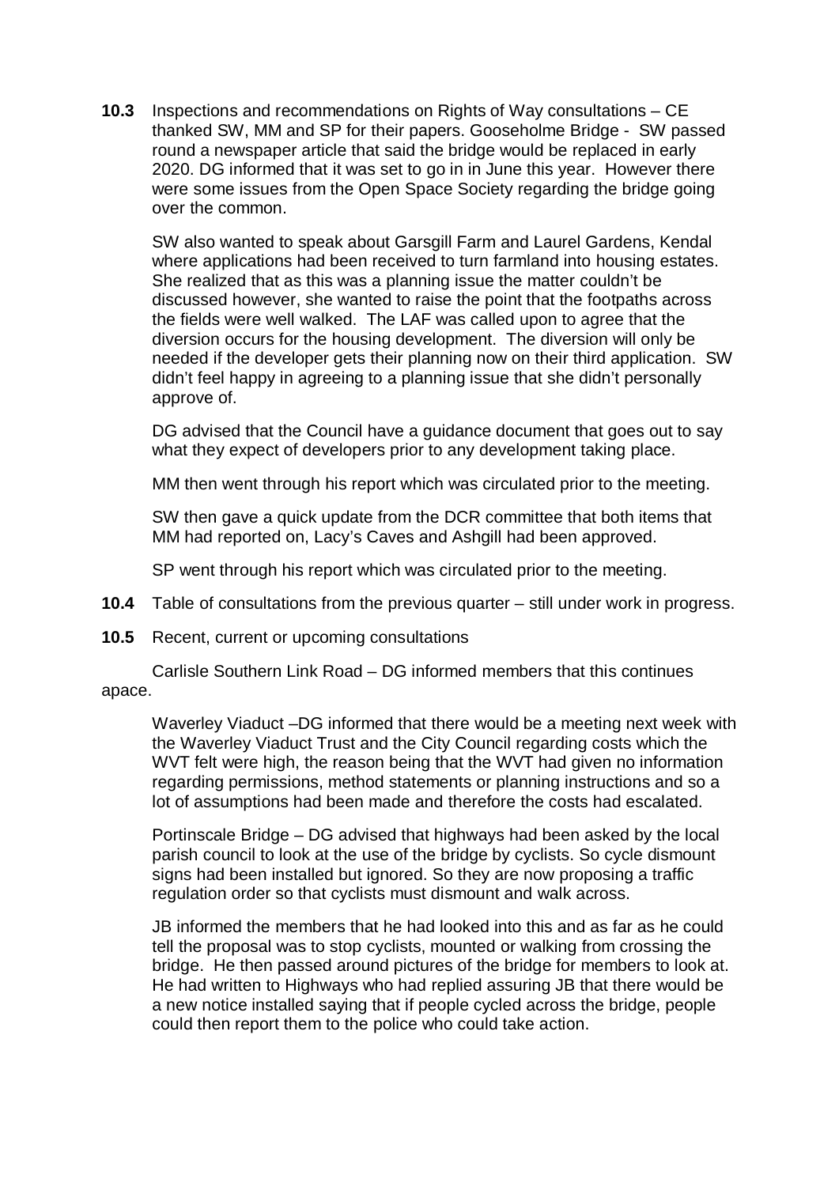**10.3** Inspections and recommendations on Rights of Way consultations – CE thanked SW, MM and SP for their papers. Gooseholme Bridge - SW passed round a newspaper article that said the bridge would be replaced in early 2020. DG informed that it was set to go in in June this year. However there were some issues from the Open Space Society regarding the bridge going over the common.

SW also wanted to speak about Garsgill Farm and Laurel Gardens, Kendal where applications had been received to turn farmland into housing estates. She realized that as this was a planning issue the matter couldn't be discussed however, she wanted to raise the point that the footpaths across the fields were well walked. The LAF was called upon to agree that the diversion occurs for the housing development. The diversion will only be needed if the developer gets their planning now on their third application. SW didn't feel happy in agreeing to a planning issue that she didn't personally approve of.

DG advised that the Council have a guidance document that goes out to say what they expect of developers prior to any development taking place.

MM then went through his report which was circulated prior to the meeting.

SW then gave a quick update from the DCR committee that both items that MM had reported on, Lacy's Caves and Ashgill had been approved.

SP went through his report which was circulated prior to the meeting.

**10.4** Table of consultations from the previous quarter – still under work in progress.

**10.5** Recent, current or upcoming consultations

Carlisle Southern Link Road – DG informed members that this continues apace.

Waverley Viaduct –DG informed that there would be a meeting next week with the Waverley Viaduct Trust and the City Council regarding costs which the WVT felt were high, the reason being that the WVT had given no information regarding permissions, method statements or planning instructions and so a lot of assumptions had been made and therefore the costs had escalated.

Portinscale Bridge – DG advised that highways had been asked by the local parish council to look at the use of the bridge by cyclists. So cycle dismount signs had been installed but ignored. So they are now proposing a traffic regulation order so that cyclists must dismount and walk across.

JB informed the members that he had looked into this and as far as he could tell the proposal was to stop cyclists, mounted or walking from crossing the bridge. He then passed around pictures of the bridge for members to look at. He had written to Highways who had replied assuring JB that there would be a new notice installed saying that if people cycled across the bridge, people could then report them to the police who could take action.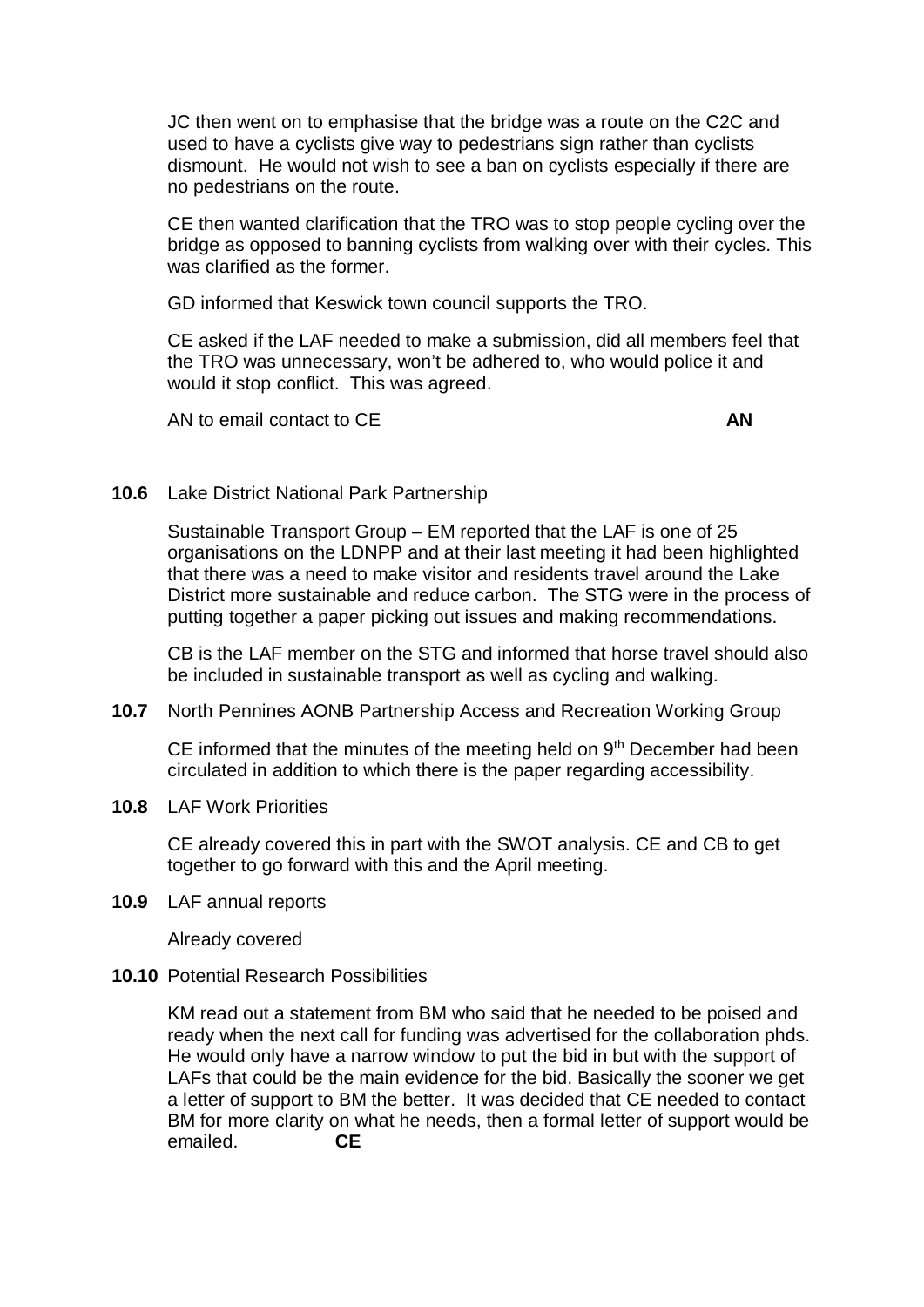JC then went on to emphasise that the bridge was a route on the C2C and used to have a cyclists give way to pedestrians sign rather than cyclists dismount. He would not wish to see a ban on cyclists especially if there are no pedestrians on the route.

CE then wanted clarification that the TRO was to stop people cycling over the bridge as opposed to banning cyclists from walking over with their cycles. This was clarified as the former.

GD informed that Keswick town council supports the TRO.

CE asked if the LAF needed to make a submission, did all members feel that the TRO was unnecessary, won't be adhered to, who would police it and would it stop conflict. This was agreed.

AN to email contact to CE **AN**

**10.6** Lake District National Park Partnership

Sustainable Transport Group – EM reported that the LAF is one of 25 organisations on the LDNPP and at their last meeting it had been highlighted that there was a need to make visitor and residents travel around the Lake District more sustainable and reduce carbon. The STG were in the process of putting together a paper picking out issues and making recommendations.

CB is the LAF member on the STG and informed that horse travel should also be included in sustainable transport as well as cycling and walking.

**10.7** North Pennines AONB Partnership Access and Recreation Working Group

CE informed that the minutes of the meeting held on 9th December had been circulated in addition to which there is the paper regarding accessibility.

**10.8** LAF Work Priorities

CE already covered this in part with the SWOT analysis. CE and CB to get together to go forward with this and the April meeting.

**10.9** LAF annual reports

Already covered

**10.10** Potential Research Possibilities

KM read out a statement from BM who said that he needed to be poised and ready when the next call for funding was advertised for the collaboration phds. He would only have a narrow window to put the bid in but with the support of LAFs that could be the main evidence for the bid. Basically the sooner we get a letter of support to BM the better. It was decided that CE needed to contact BM for more clarity on what he needs, then a formal letter of support would be emailed. **CE**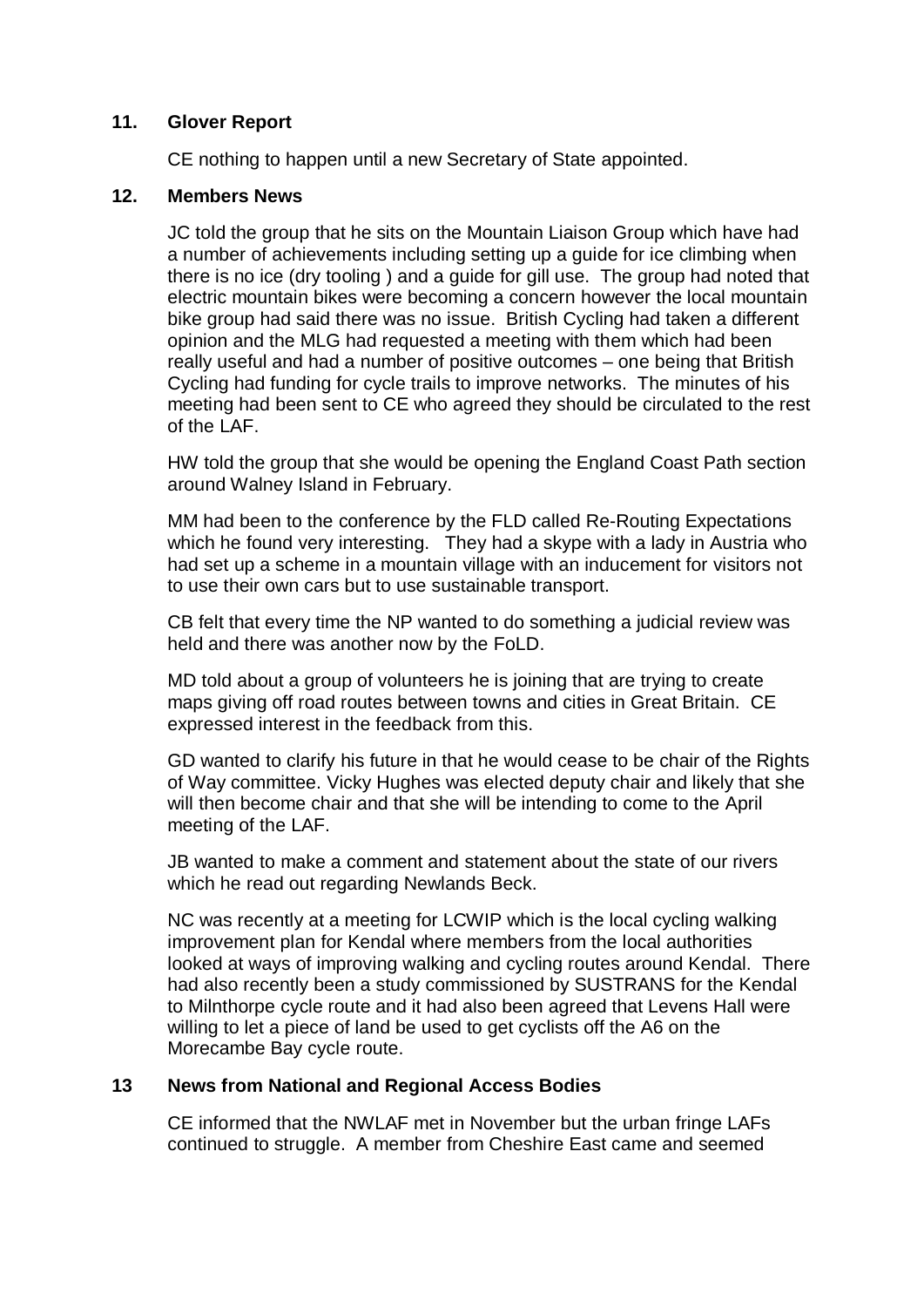## 11. Glover Report

CE nothing to happen until a new Secretary of State appointed.

## 12. Members News

JC told the group that he sits on the Mountain Liaison Group which have had a number of achievements including setting up a guide for ice climbing when there is no ice (dry tooling ) and a guide for gill use. The group had noted that electric mountain bikes were becoming a concern however the local mountain bike group had said there was no issue. British Cycling had taken a different opinion and the MLG had requested a meeting with them which had been really useful and had a number of positive outcomes – one being that British Cycling had funding for cycle trails to improve networks. The minutes of his meeting had been sent to CE who agreed they should be circulated to the rest of the LAF.

HW told the group that she would be opening the England Coast Path section around Walney Island in February.

MM had been to the conference by the FLD called Re-Routing Expectations which he found very interesting. They had a skype with a lady in Austria who had set up a scheme in a mountain village with an inducement for visitors not to use their own cars but to use sustainable transport.

CB felt that every time the NP wanted to do something a judicial review was held and there was another now by the FoLD.

MD told about a group of volunteers he is joining that are trying to create maps giving off road routes between towns and cities in Great Britain. CE expressed interest in the feedback from this.

GD wanted to clarify his future in that he would cease to be chair of the Rights of Way committee. Vicky Hughes was elected deputy chair and likely that she will then become chair and that she will be intending to come to the April meeting of the LAF.

JB wanted to make a comment and statement about the state of our rivers which he read out regarding Newlands Beck.

NC was recently at a meeting for LCWIP which is the local cycling walking improvement plan for Kendal where members from the local authorities looked at ways of improving walking and cycling routes around Kendal. There had also recently been a study commissioned by SUSTRANS for the Kendal to Milnthorpe cycle route and it had also been agreed that Levens Hall were willing to let a piece of land be used to get cyclists off the A6 on the Morecambe Bay cycle route.

## 13 News from National and Regional Access Bodies

CE informed that the NWLAF met in November but the urban fringe LAFs continued to struggle. A member from Cheshire East came and seemed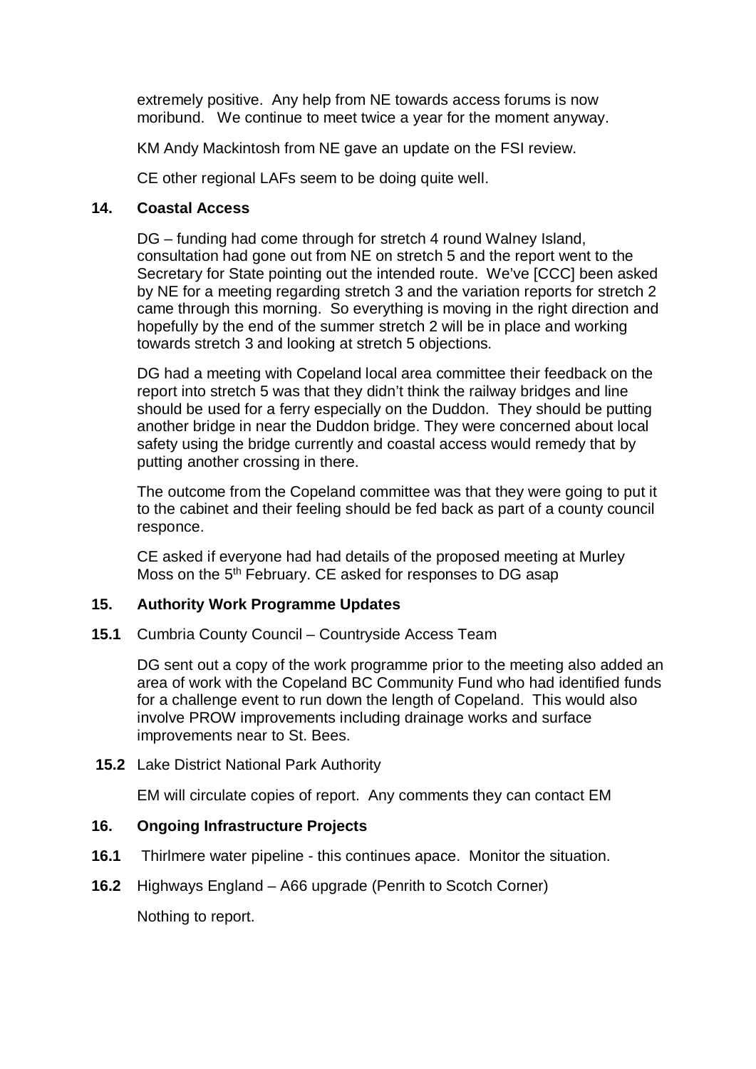extremely positive. Any help from NE towards access forums is now moribund. We continue to meet twice a year for the moment anyway.

KM Andy Mackintosh from NE gave an update on the FSI review.

CE other regional LAFs seem to be doing quite well.

## 14. Coastal Access

DG – funding had come through for stretch 4 round Walney Island, consultation had gone out from NE on stretch 5 and the report went to the Secretary for State pointing out the intended route. We've [CCC] been asked by NE for a meeting regarding stretch 3 and the variation reports for stretch 2 came through this morning. So everything is moving in the right direction and hopefully by the end of the summer stretch 2 will be in place and working towards stretch 3 and looking at stretch 5 objections.

DG had a meeting with Copeland local area committee their feedback on the report into stretch 5 was that they didn't think the railway bridges and line should be used for a ferry especially on the Duddon. They should be putting another bridge in near the Duddon bridge. They were concerned about local safety using the bridge currently and coastal access would remedy that by putting another crossing in there.

The outcome from the Copeland committee was that they were going to put it to the cabinet and their feeling should be fed back as part of a county council responce.

CE asked if everyone had had details of the proposed meeting at Murley Moss on the 5th February. CE asked for responses to DG asap

## 15. Authority Work Programme Updates

**15.1** Cumbria County Council – Countryside Access Team

DG sent out a copy of the work programme prior to the meeting also added an area of work with the Copeland BC Community Fund who had identified funds for a challenge event to run down the length of Copeland. This would also involve PROW improvements including drainage works and surface improvements near to St. Bees.

**15.2** Lake District National Park Authority

EM will circulate copies of report. Any comments they can contact EM

## 16. Ongoing Infrastructure Projects

**16.1** Thirlmere water pipeline - this continues apace. Monitor the situation.

**16.2** Highways England – A66 upgrade (Penrith to Scotch Corner)

Nothing to report.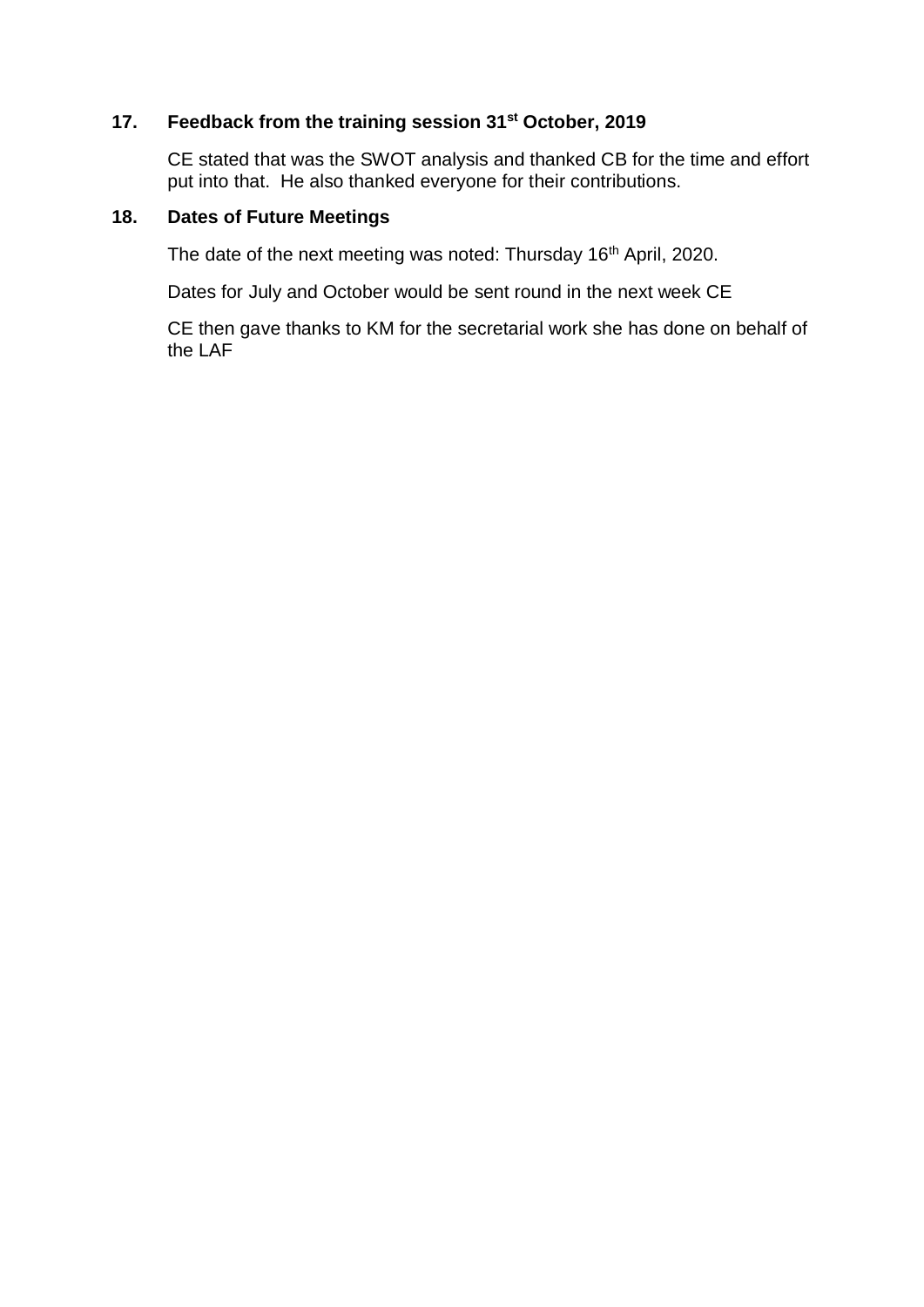## 17. Feedback from the training session 31st October, 2019

CE stated that was the SWOT analysis and thanked CB for the time and effort put into that. He also thanked everyone for their contributions.

## 18. Dates of Future Meetings

The date of the next meeting was noted: Thursday 16th April, 2020.

Dates for July and October would be sent round in the next week CE

CE then gave thanks to KM for the secretarial work she has done on behalf of the LAF